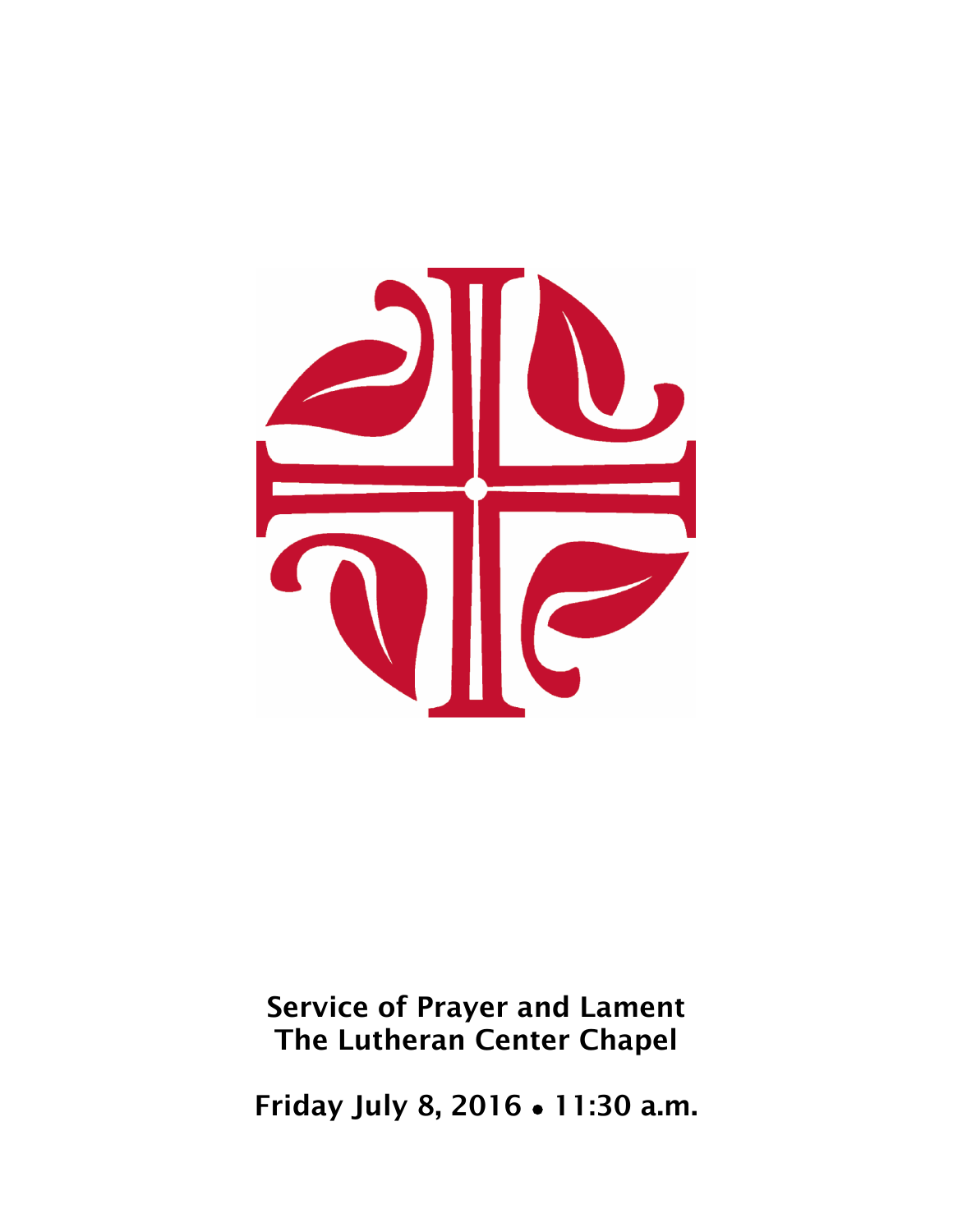**Service of Prayer and Lament**
**The Lutheran Center Chapel**

**Friday July 8, 2016 • 11:30 a.m.**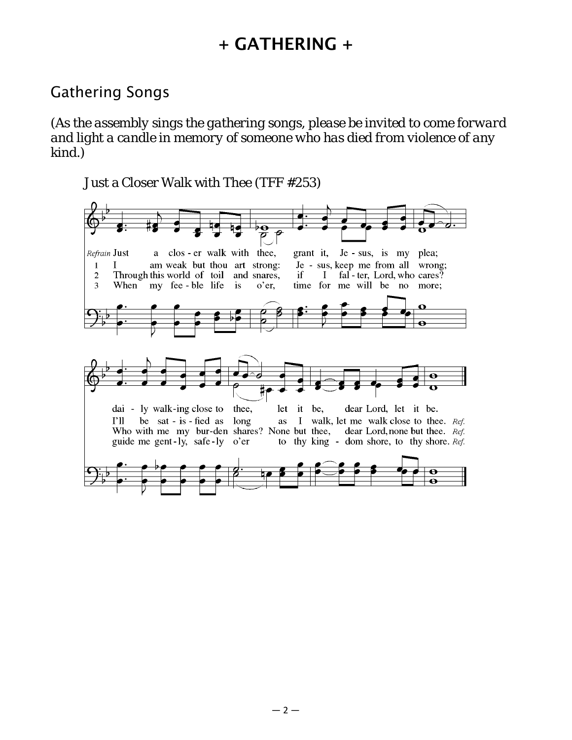# + GATHERING +

## Gathering Songs

*(As the assembly sings the gathering songs, please be invited to come forward and light a candle in memory of someone who has died from violence of any kind.)*

Just a Closer Walk with Thee (TFF #253)

*Refrain* Just a clos-er walk with thee, grant it, Je-sus, is my plea; dai-ly walk-ing close to thee, let it be, dear Lord, let it be.

1 I am weak but thou art strong: Je-sus, keep me from all wrong; I'll be sat-is-fied as long as I walk, let me walk close to thee. *Ref.*

2 Through this world of toil and snares, if I fal-ter, Lord, who cares? Who with me my bur-den shares? None but thee, dear Lord, none but thee. *Ref.*

3 When my fee-ble life is o'er, time for me will be no more; guide me gent-ly, safe-ly o'er to thy king-dom shore, to thy shore. *Ref.*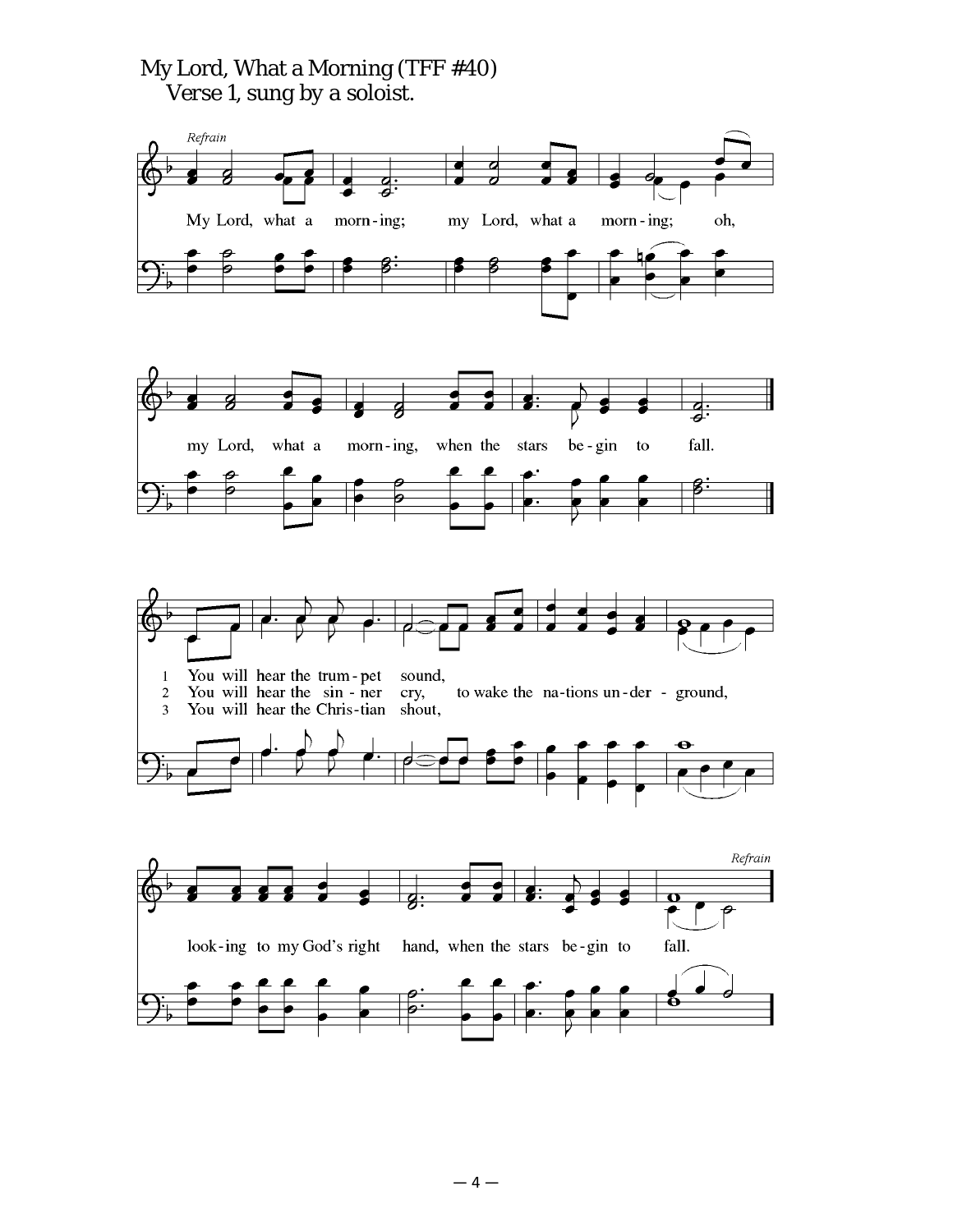My Lord, What a Morning (TFF #40)

Verse 1, sung by a soloist.

*Refrain*

My Lord, what a morn-ing; my Lord, what a morn-ing; oh, my Lord, what a morning, when the stars be-gin to fall.

1 You will hear the trum-pet sound,
2 You will hear the sin-ner cry, to wake the na-tions un-der-ground,
3 You will hear the Chris-tian shout,

look-ing to my God's right hand, when the stars be-gin to fall.

*Refrain*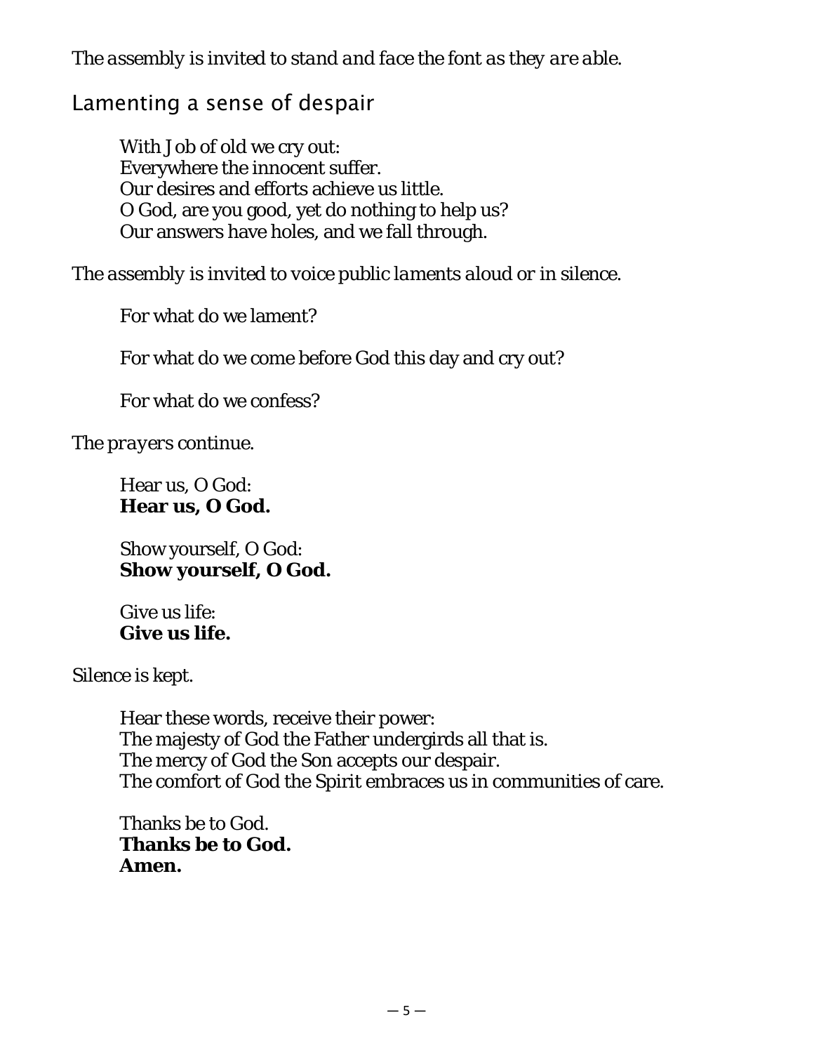*The assembly is invited to stand and face the font as they are able.*

## Lamenting a sense of despair

With Job of old we cry out:  
Everywhere the innocent suffer.  
Our desires and efforts achieve us little.  
O God, are you good, yet do nothing to help us?  
Our answers have holes, and we fall through.

*The assembly is invited to voice public laments aloud or in silence.*

For what do we lament?

For what do we come before God this day and cry out?

For what do we confess?

*The prayers continue.*

Hear us, O God:  
**Hear us, O God.**

Show yourself, O God:  
**Show yourself, O God.**

Give us life:  
**Give us life.**

*Silence is kept.*

Hear these words, receive their power:  
The majesty of God the Father undergirds all that is.  
The mercy of God the Son accepts our despair.  
The comfort of God the Spirit embraces us in communities of care.

Thanks be to God.  
**Thanks be to God.**  
**Amen.**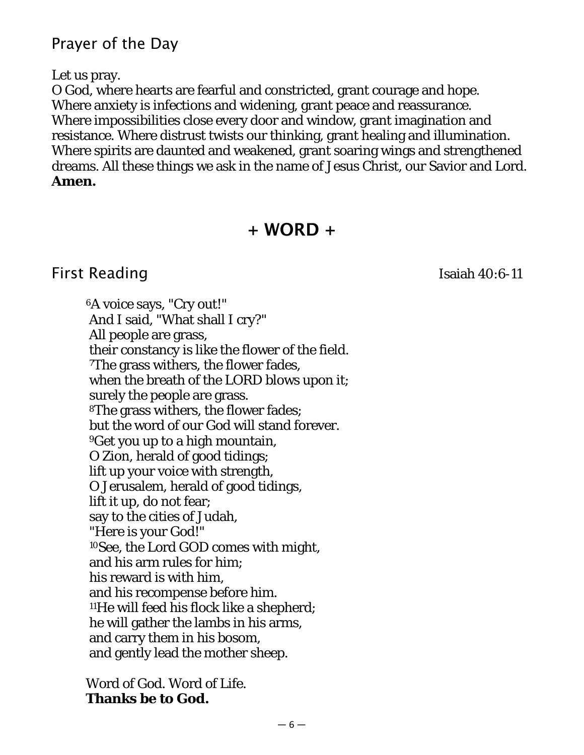## Prayer of the Day

Let us pray.
O God, where hearts are fearful and constricted, grant courage and hope. Where anxiety is infections and widening, grant peace and reassurance. Where impossibilities close every door and window, grant imagination and resistance. Where distrust twists our thinking, grant healing and illumination. Where spirits are daunted and weakened, grant soaring wings and strengthened dreams. All these things we ask in the name of Jesus Christ, our Savior and Lord.
**Amen.**

# + WORD +

## First Reading

Isaiah 40:6-11

[6]A voice says, "Cry out!"
And I said, "What shall I cry?"
All people are grass,
their constancy is like the flower of the field.
[7]The grass withers, the flower fades,
when the breath of the LORD blows upon it;
surely the people are grass.
[8]The grass withers, the flower fades;
but the word of our God will stand forever.
[9]Get you up to a high mountain,
O Zion, herald of good tidings;
lift up your voice with strength,
O Jerusalem, herald of good tidings,
lift it up, do not fear;
say to the cities of Judah,
"Here is your God!"
[10]See, the Lord GOD comes with might,
and his arm rules for him;
his reward is with him,
and his recompense before him.
[11]He will feed his flock like a shepherd;
he will gather the lambs in his arms,
and carry them in his bosom,
and gently lead the mother sheep.

Word of God. Word of Life.
**Thanks be to God.**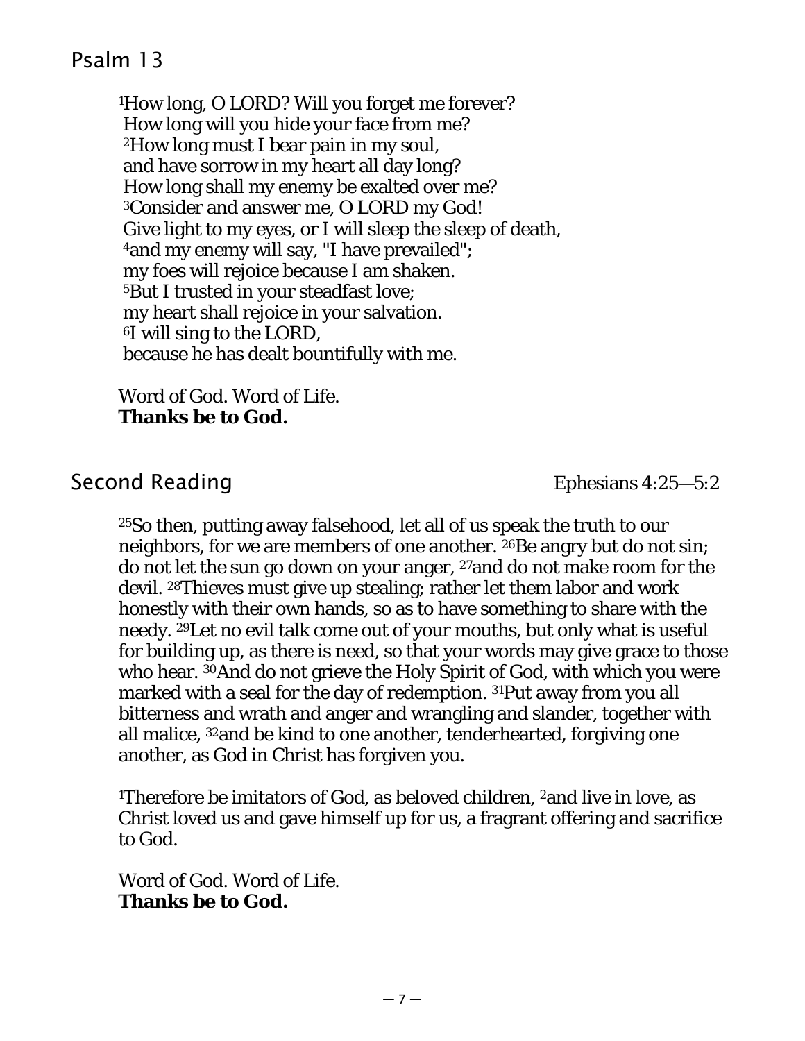## Psalm 13

[1]How long, O LORD? Will you forget me forever?
How long will you hide your face from me?
[2]How long must I bear pain in my soul,
and have sorrow in my heart all day long?
How long shall my enemy be exalted over me?
[3]Consider and answer me, O LORD my God!
Give light to my eyes, or I will sleep the sleep of death,
[4]and my enemy will say, "I have prevailed";
my foes will rejoice because I am shaken.
[5]But I trusted in your steadfast love;
my heart shall rejoice in your salvation.
[6]I will sing to the LORD,
because he has dealt bountifully with me.

Word of God. Word of Life.
**Thanks be to God.**

## Second Reading

Ephesians 4:25—5:2

[25]So then, putting away falsehood, let all of us speak the truth to our neighbors, for we are members of one another. [26]Be angry but do not sin; do not let the sun go down on your anger, [27]and do not make room for the devil. [28]Thieves must give up stealing; rather let them labor and work honestly with their own hands, so as to have something to share with the needy. [29]Let no evil talk come out of your mouths, but only what is useful for building up, as there is need, so that your words may give grace to those who hear. [30]And do not grieve the Holy Spirit of God, with which you were marked with a seal for the day of redemption. [31]Put away from you all bitterness and wrath and anger and wrangling and slander, together with all malice, [32]and be kind to one another, tenderhearted, forgiving one another, as God in Christ has forgiven you.

[1]Therefore be imitators of God, as beloved children, [2]and live in love, as Christ loved us and gave himself up for us, a fragrant offering and sacrifice to God.

Word of God. Word of Life.
**Thanks be to God.**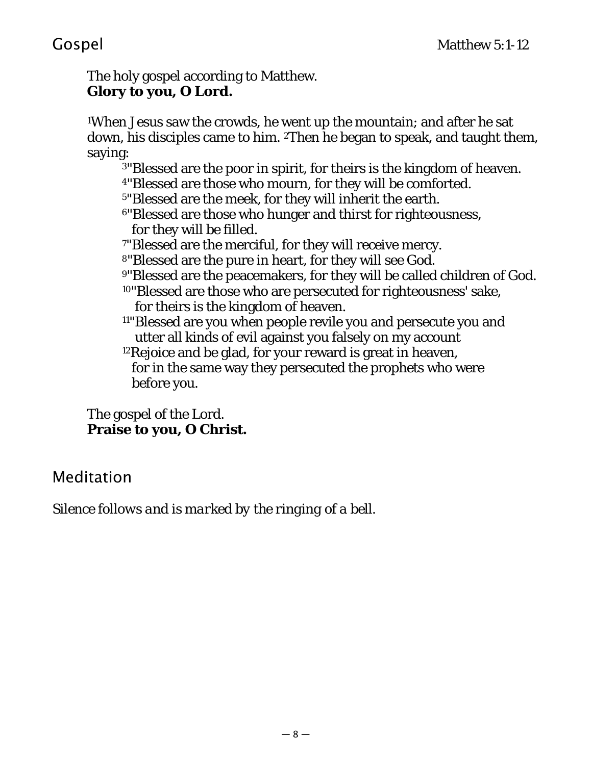## Gospel

Matthew 5:1-12

The holy gospel according to Matthew.
**Glory to you, O Lord.**

[1]When Jesus saw the crowds, he went up the mountain; and after he sat down, his disciples came to him. [2]Then he began to speak, and taught them, saying:

[3]"Blessed are the poor in spirit, for theirs is the kingdom of heaven.
[4]"Blessed are those who mourn, for they will be comforted.
[5]"Blessed are the meek, for they will inherit the earth.
[6]"Blessed are those who hunger and thirst for righteousness,
for they will be filled.
[7]"Blessed are the merciful, for they will receive mercy.
[8]"Blessed are the pure in heart, for they will see God.
[9]"Blessed are the peacemakers, for they will be called children of God.
[10]"Blessed are those who are persecuted for righteousness' sake,
for theirs is the kingdom of heaven.
[11]"Blessed are you when people revile you and persecute you and
utter all kinds of evil against you falsely on my account
[12]Rejoice and be glad, for your reward is great in heaven,
for in the same way they persecuted the prophets who were
before you.

The gospel of the Lord.
**Praise to you, O Christ.**

## Meditation

*Silence follows and is marked by the ringing of a bell.*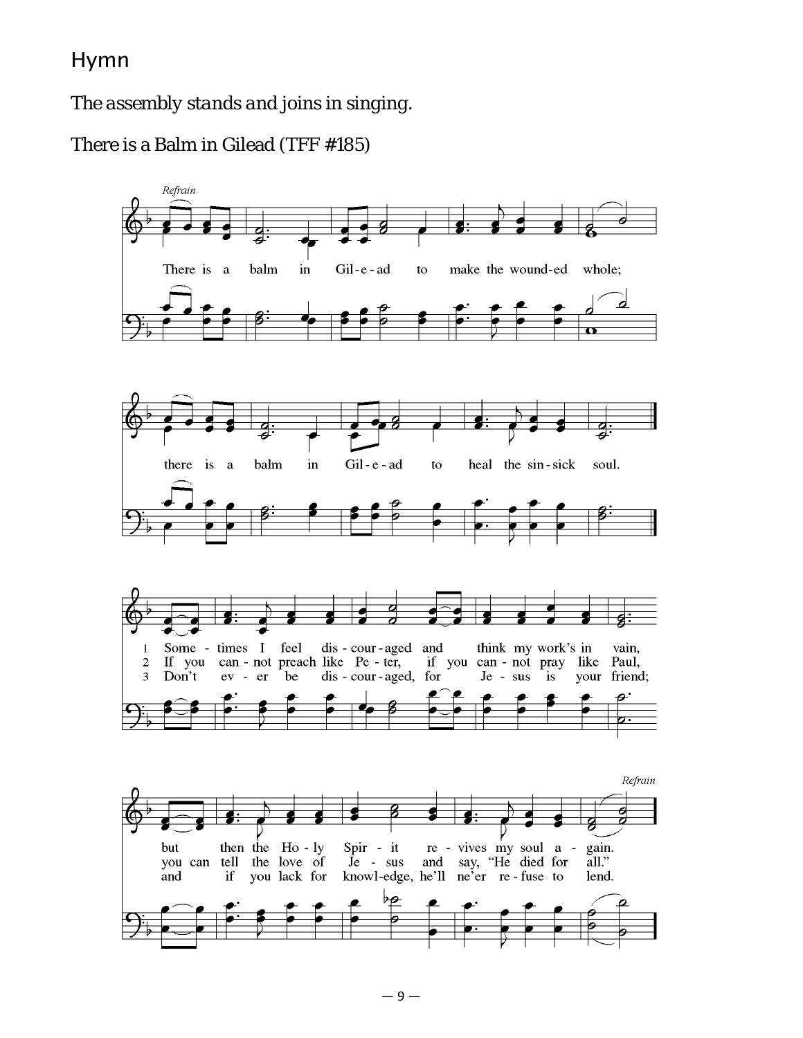## Hymn

*The assembly stands and joins in singing.*

There is a Balm in Gilead (TFF #185)

*Refrain*

There is a balm in Gil-e-ad to make the wound-ed whole;
there is a balm in Gil-e-ad to heal the sin-sick soul.

1 Some - times I feel dis - cour - aged and think my work's in vain,
but then the Ho - ly Spir - it re - vives my soul a - gain.

2 If you can - not preach like Pe - ter, if you can - not pray like Paul,
you can tell the love of Je - sus and say, "He died for all."

3 Don't ev - er be dis - cour - aged, for Je - sus is your friend;
and if you lack for knowl-edge, he'll ne'er re - fuse to lend.

*Refrain*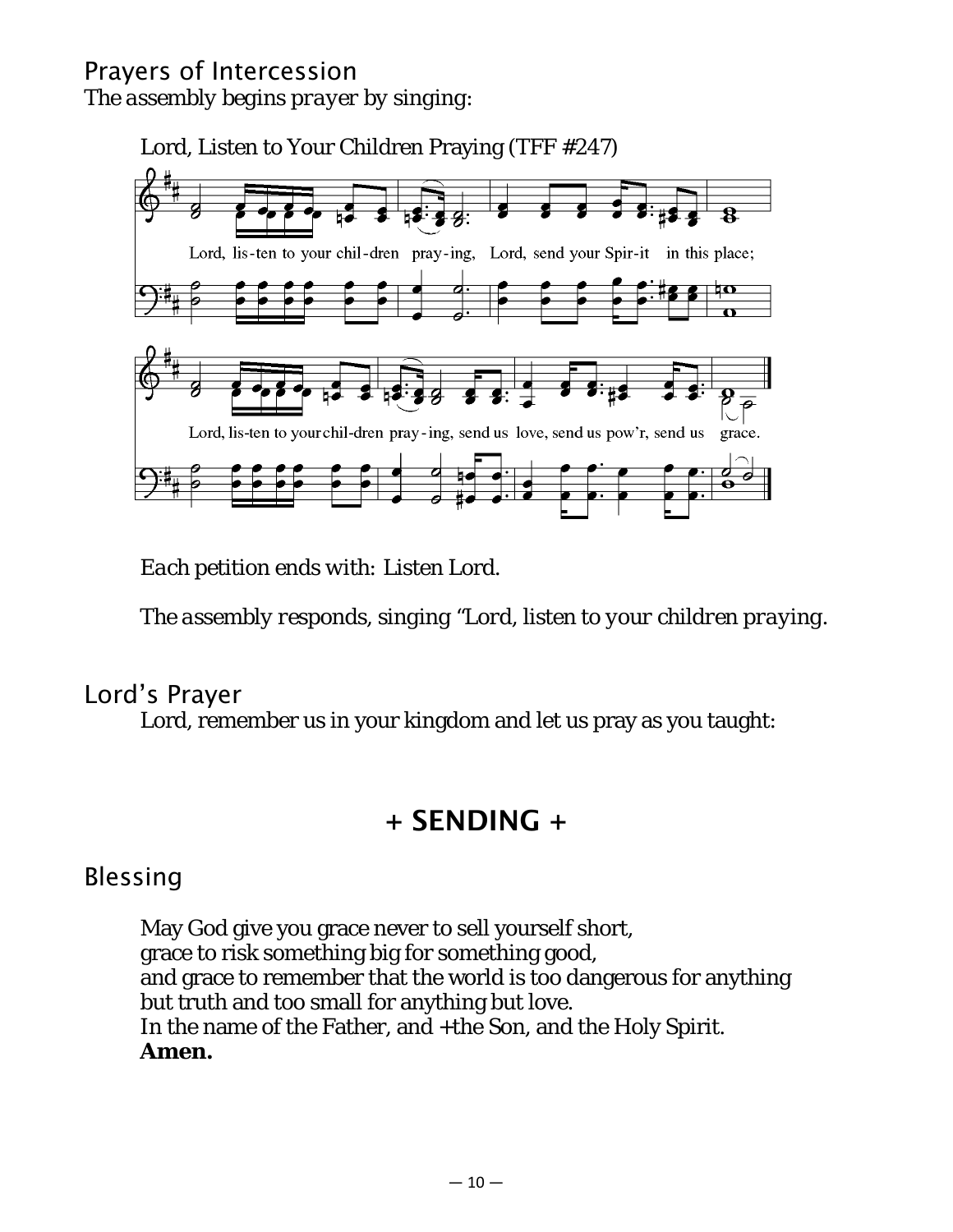## Prayers of Intercession

*The assembly begins prayer by singing:*

Lord, Listen to Your Children Praying (TFF #247)

Lord, lis-ten to your chil-dren pray-ing, Lord, send your Spir-it in this place;

Lord, lis-ten to your chil-dren pray-ing, send us love, send us pow'r, send us grace.

*Each petition ends with: Listen Lord.*

*The assembly responds, singing "Lord, listen to your children praying.*

## Lord's Prayer

Lord, remember us in your kingdom and let us pray as you taught:

# + SENDING +

## Blessing

May God give you grace never to sell yourself short,
grace to risk something big for something good,
and grace to remember that the world is too dangerous for anything
but truth and too small for anything but love.
In the name of the Father, and +the Son, and the Holy Spirit.
**Amen.**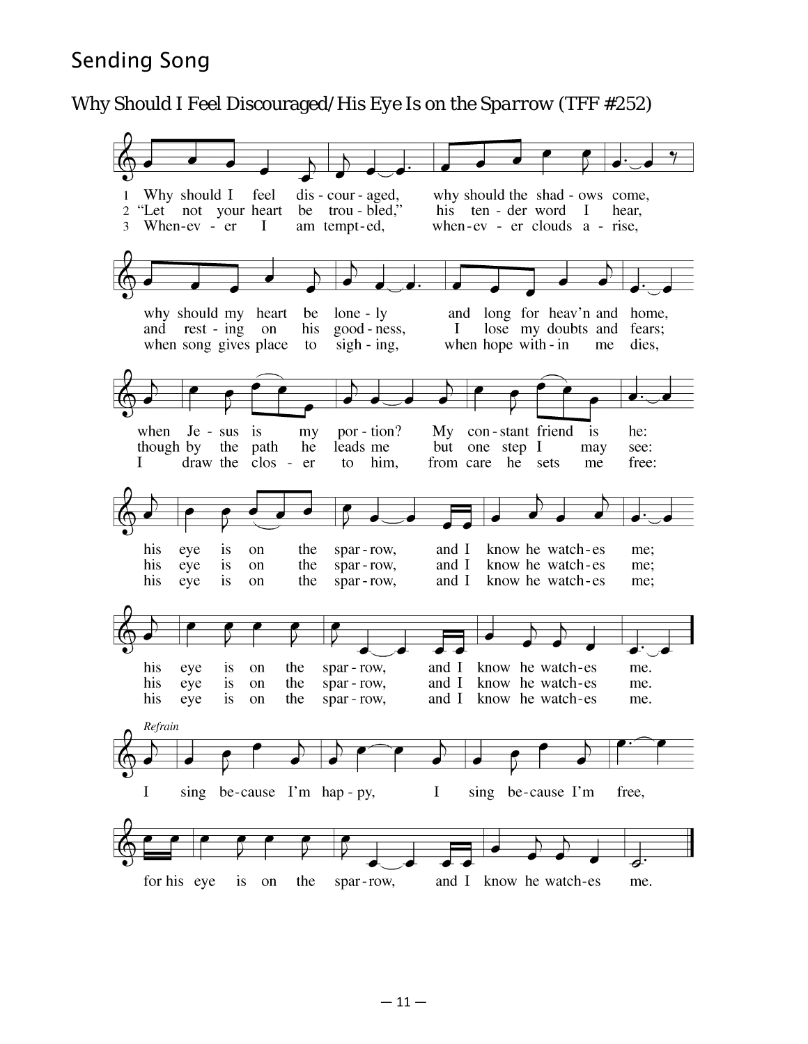## Sending Song

*Why Should I Feel Discouraged/His Eye Is on the Sparrow* (TFF #252)

1 Why should I feel discouraged, why should the shadows come,
why should my heart be lonely and long for heav'n and home,
when Jesus is my portion? My constant friend is he:
his eye is on the sparrow, and I know he watches me;
his eye is on the sparrow, and I know he watches me.

2 "Let not your heart be troubled," his tender word I hear,
and resting on his goodness, I lose my doubts and fears;
though by the path he leads me but one step I may see:
his eye is on the sparrow, and I know he watches me;
his eye is on the sparrow, and I know he watches me.

3 Whenever I am tempted, whenever clouds arise,
when song gives place to sighing, when hope within me dies,
I draw the closer to him, from care he sets me free:
his eye is on the sparrow, and I know he watches me;
his eye is on the sparrow, and I know he watches me.

*Refrain*

I sing because I'm happy, I sing because I'm free,
for his eye is on the sparrow, and I know he watches me.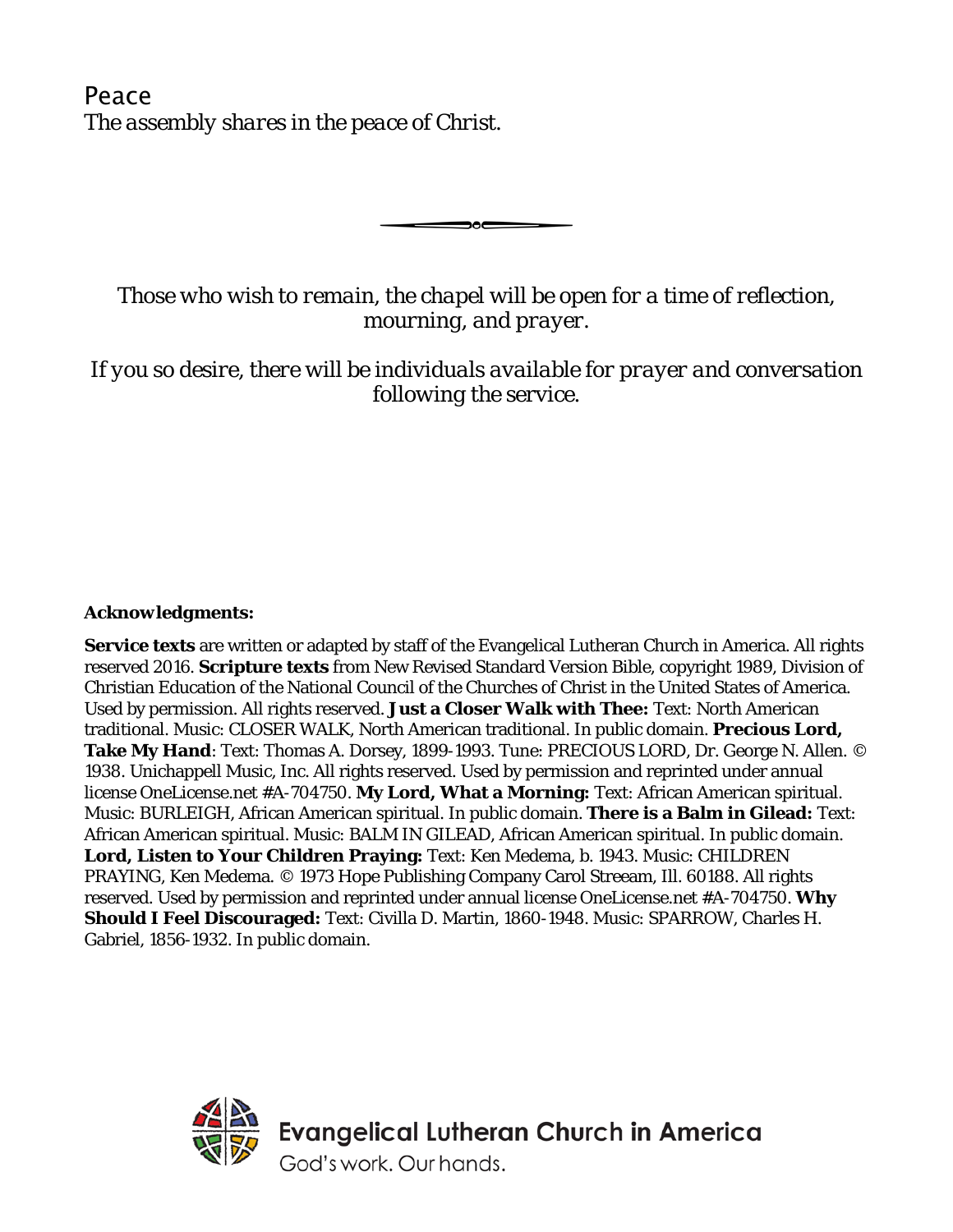## Peace

*The assembly shares in the peace of Christ.*

*Those who wish to remain, the chapel will be open for a time of reflection, mourning, and prayer.*

*If you so desire, there will be individuals available for prayer and conversation following the service.*

**Acknowledgments:**

**Service texts** are written or adapted by staff of the Evangelical Lutheran Church in America. All rights reserved 2016. **Scripture texts** from New Revised Standard Version Bible, copyright 1989, Division of Christian Education of the National Council of the Churches of Christ in the United States of America. Used by permission. All rights reserved. **Just a Closer Walk with Thee:** Text: North American traditional. Music: CLOSER WALK, North American traditional. In public domain. **Precious Lord, Take My Hand**: Text: Thomas A. Dorsey, 1899-1993. Tune: PRECIOUS LORD, Dr. George N. Allen. © 1938. Unichappell Music, Inc. All rights reserved. Used by permission and reprinted under annual license OneLicense.net #A-704750. **My Lord, What a Morning:** Text: African American spiritual. Music: BURLEIGH, African American spiritual. In public domain. **There is a Balm in Gilead:** Text: African American spiritual. Music: BALM IN GILEAD, African American spiritual. In public domain. **Lord, Listen to Your Children Praying:** Text: Ken Medema, b. 1943. Music: CHILDREN PRAYING, Ken Medema. © 1973 Hope Publishing Company Carol Streeam, Ill. 60188. All rights reserved. Used by permission and reprinted under annual license OneLicense.net #A-704750. **Why Should I Feel Discouraged:** Text: Civilla D. Martin, 1860-1948. Music: SPARROW, Charles H. Gabriel, 1856-1932. In public domain.

Evangelical Lutheran Church in America

God's work. Our hands.